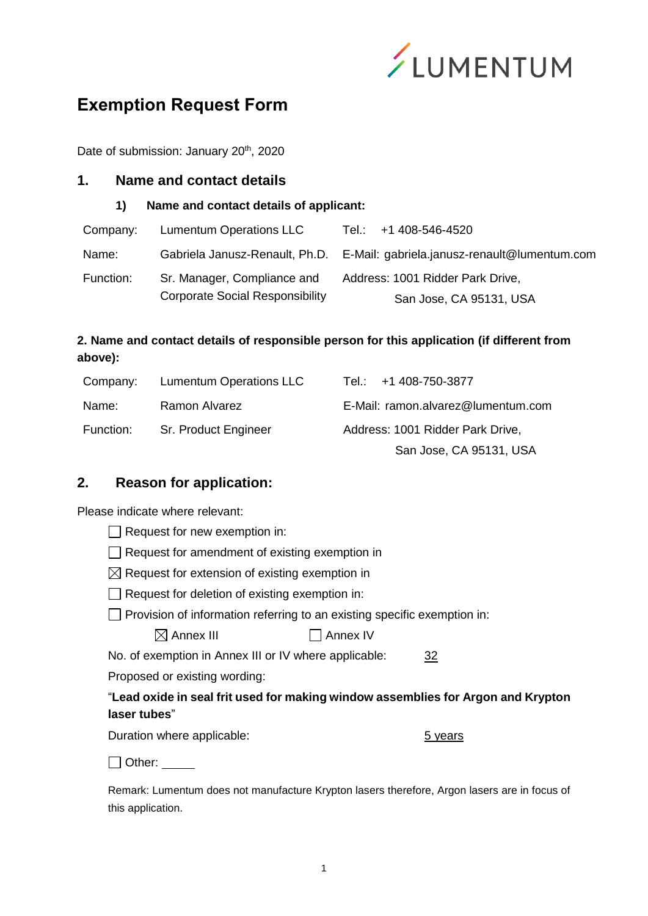LUMENTUM

# Exemption Request Form

Date of submission: January 20th, 2020

## 1. Name and contact details

### 1) Name and contact details of applicant:

| | | | |
|---|---|---|---|
| Company: | Lumentum Operations LLC | Tel.: | +1 408-546-4520 |
| Name: | Gabriela Janusz-Renault, Ph.D. | E-Mail: | gabriela.janusz-renault@lumentum.com |
| Function: | Sr. Manager, Compliance and Corporate Social Responsibility | Address: | 1001 Ridder Park Drive, San Jose, CA 95131, USA |

**2. Name and contact details of responsible person for this application (if different from above):**

| | | | |
|---|---|---|---|
| Company: | Lumentum Operations LLC | Tel.: | +1 408-750-3877 |
| Name: | Ramon Alvarez | E-Mail: | ramon.alvarez@lumentum.com |
| Function: | Sr. Product Engineer | Address: | 1001 Ridder Park Drive, San Jose, CA 95131, USA |

## 2. Reason for application:

Please indicate where relevant:

- ☐ Request for new exemption in:
- ☐ Request for amendment of existing exemption in
- ☒ Request for extension of existing exemption in
- ☐ Request for deletion of existing exemption in:
- ☐ Provision of information referring to an existing specific exemption in:

☒ Annex III ☐ Annex IV

No. of exemption in Annex III or IV where applicable: 32

Proposed or existing wording:

"**Lead oxide in seal frit used for making window assemblies for Argon and Krypton laser tubes**"

Duration where applicable: 5 years

☐ Other: _____

Remark: Lumentum does not manufacture Krypton lasers therefore, Argon lasers are in focus of this application.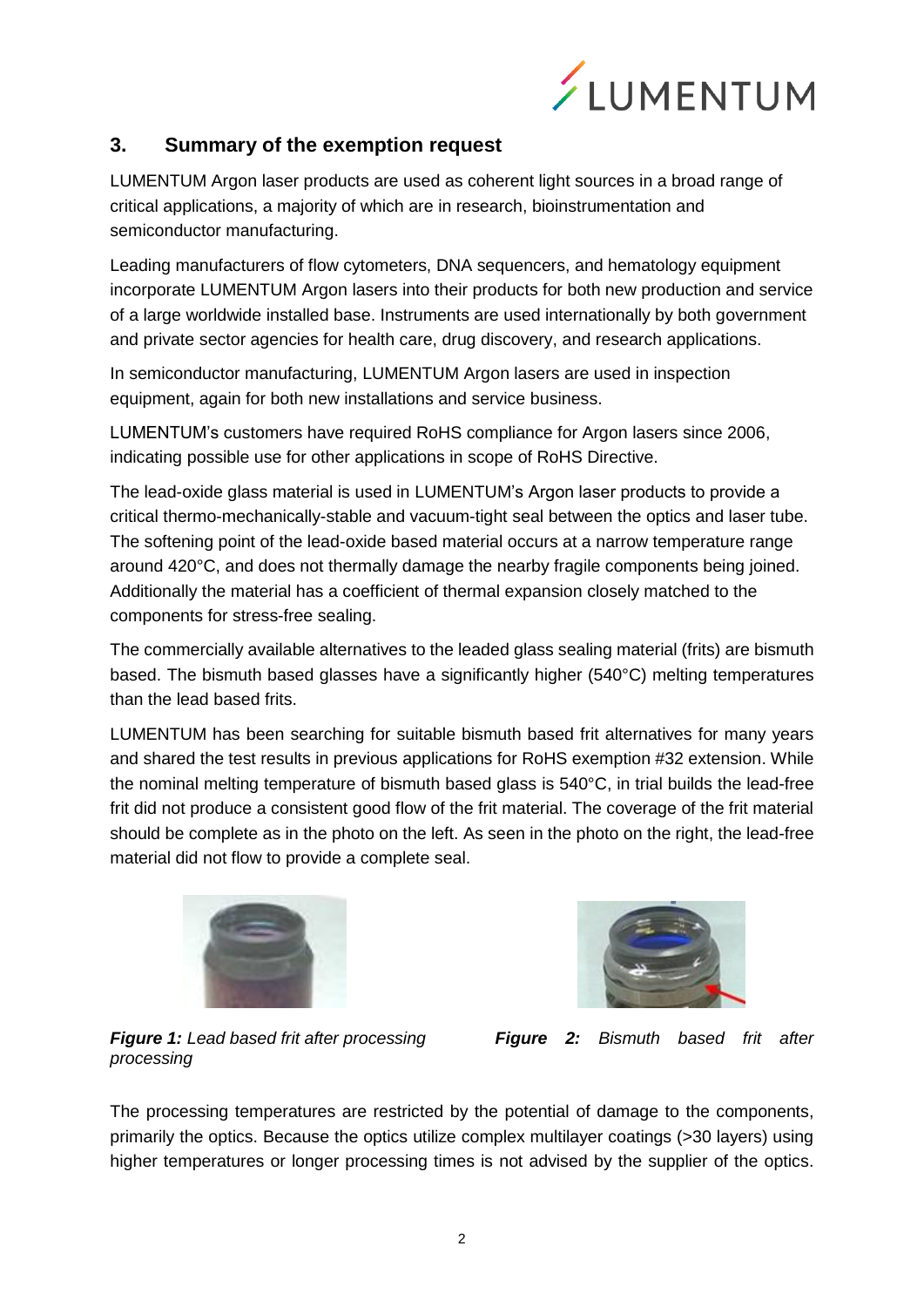## 3. Summary of the exemption request

LUMENTUM Argon laser products are used as coherent light sources in a broad range of critical applications, a majority of which are in research, bioinstrumentation and semiconductor manufacturing.

Leading manufacturers of flow cytometers, DNA sequencers, and hematology equipment incorporate LUMENTUM Argon lasers into their products for both new production and service of a large worldwide installed base. Instruments are used internationally by both government and private sector agencies for health care, drug discovery, and research applications.

In semiconductor manufacturing, LUMENTUM Argon lasers are used in inspection equipment, again for both new installations and service business.

LUMENTUM's customers have required RoHS compliance for Argon lasers since 2006, indicating possible use for other applications in scope of RoHS Directive.

The lead-oxide glass material is used in LUMENTUM's Argon laser products to provide a critical thermo-mechanically-stable and vacuum-tight seal between the optics and laser tube. The softening point of the lead-oxide based material occurs at a narrow temperature range around 420°C, and does not thermally damage the nearby fragile components being joined. Additionally the material has a coefficient of thermal expansion closely matched to the components for stress-free sealing.

The commercially available alternatives to the leaded glass sealing material (frits) are bismuth based. The bismuth based glasses have a significantly higher (540°C) melting temperatures than the lead based frits.

LUMENTUM has been searching for suitable bismuth based frit alternatives for many years and shared the test results in previous applications for RoHS exemption #32 extension. While the nominal melting temperature of bismuth based glass is 540°C, in trial builds the lead-free frit did not produce a consistent good flow of the frit material. The coverage of the frit material should be complete as in the photo on the left. As seen in the photo on the right, the lead-free material did not flow to provide a complete seal.

***Figure 1:*** *Lead based frit after processing*

***Figure 2:*** *Bismuth based frit after processing*

The processing temperatures are restricted by the potential of damage to the components, primarily the optics. Because the optics utilize complex multilayer coatings (>30 layers) using higher temperatures or longer processing times is not advised by the supplier of the optics.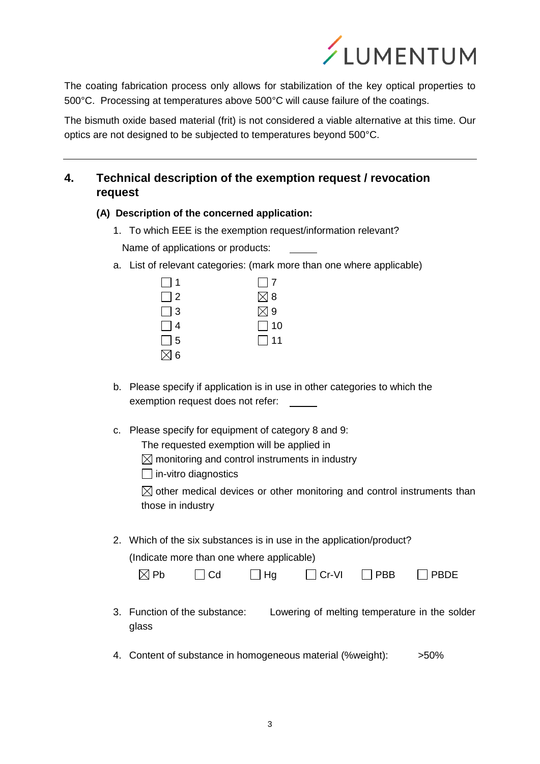The coating fabrication process only allows for stabilization of the key optical properties to 500°C. Processing at temperatures above 500°C will cause failure of the coatings.

The bismuth oxide based material (frit) is not considered a viable alternative at this time. Our optics are not designed to be subjected to temperatures beyond 500°C.

---

## 4. Technical description of the exemption request / revocation request

### (A) Description of the concerned application:

1. To which EEE is the exemption request/information relevant?

   Name of applications or products: \_\_\_\_\_

a. List of relevant categories: (mark more than one where applicable)

| | |
|---|---|
| ☐ 1 | ☐ 7 |
| ☐ 2 | ☒ 8 |
| ☐ 3 | ☒ 9 |
| ☐ 4 | ☐ 10 |
| ☐ 5 | ☐ 11 |
| ☒ 6 | |

b. Please specify if application is in use in other categories to which the exemption request does not refer: \_\_\_\_\_

c. Please specify for equipment of category 8 and 9:

   The requested exemption will be applied in

   ☒ monitoring and control instruments in industry

   ☐ in-vitro diagnostics

   ☒ other medical devices or other monitoring and control instruments than those in industry

2. Which of the six substances is in use in the application/product?

   (Indicate more than one where applicable)

   ☒ Pb ☐ Cd ☐ Hg ☐ Cr-VI ☐ PBB ☐ PBDE

3. Function of the substance: Lowering of melting temperature in the solder glass

4. Content of substance in homogeneous material (%weight): >50%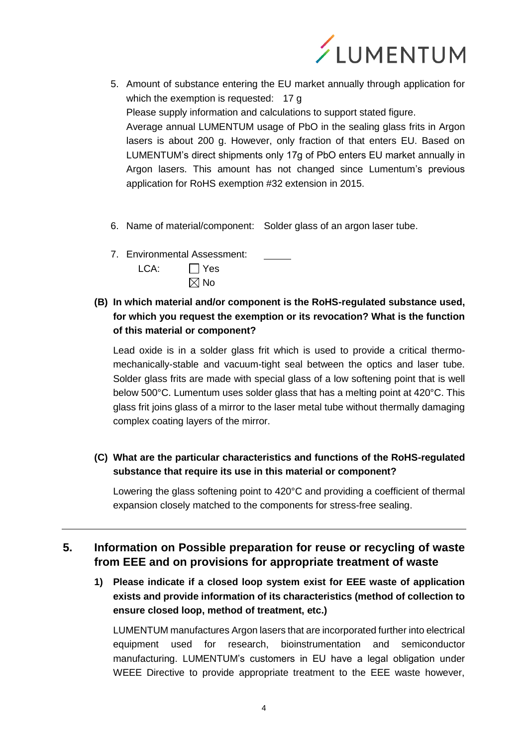5. Amount of substance entering the EU market annually through application for which the exemption is requested: 17 g

   Please supply information and calculations to support stated figure.

   Average annual LUMENTUM usage of PbO in the sealing glass frits in Argon lasers is about 200 g. However, only fraction of that enters EU. Based on LUMENTUM's direct shipments only 17g of PbO enters EU market annually in Argon lasers. This amount has not changed since Lumentum's previous application for RoHS exemption #32 extension in 2015.

6. Name of material/component: Solder glass of an argon laser tube.

7. Environmental Assessment: \_\_\_\_\_

   LCA: ☐ Yes
   
   ☒ No

**(B) In which material and/or component is the RoHS-regulated substance used, for which you request the exemption or its revocation? What is the function of this material or component?**

Lead oxide is in a solder glass frit which is used to provide a critical thermo-mechanically-stable and vacuum-tight seal between the optics and laser tube. Solder glass frits are made with special glass of a low softening point that is well below 500°C. Lumentum uses solder glass that has a melting point at 420°C. This glass frit joins glass of a mirror to the laser metal tube without thermally damaging complex coating layers of the mirror.

**(C) What are the particular characteristics and functions of the RoHS-regulated substance that require its use in this material or component?**

Lowering the glass softening point to 420°C and providing a coefficient of thermal expansion closely matched to the components for stress-free sealing.

---

## 5. Information on Possible preparation for reuse or recycling of waste from EEE and on provisions for appropriate treatment of waste

**1) Please indicate if a closed loop system exist for EEE waste of application exists and provide information of its characteristics (method of collection to ensure closed loop, method of treatment, etc.)**

LUMENTUM manufactures Argon lasers that are incorporated further into electrical equipment used for research, bioinstrumentation and semiconductor manufacturing. LUMENTUM's customers in EU have a legal obligation under WEEE Directive to provide appropriate treatment to the EEE waste however,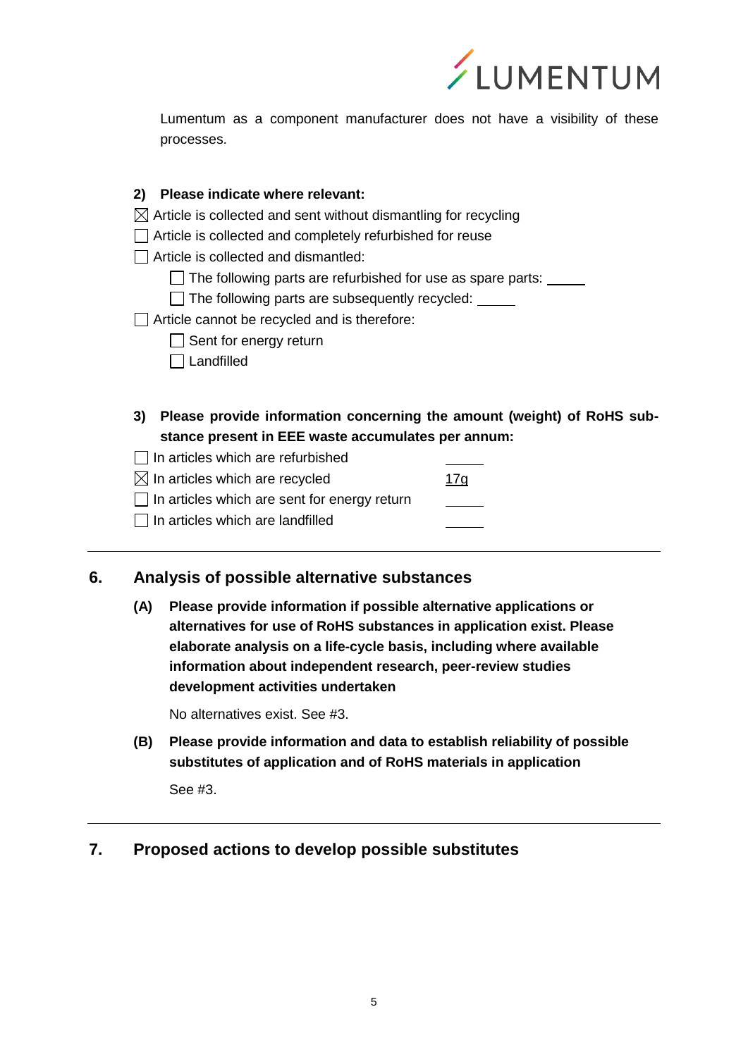Lumentum as a component manufacturer does not have a visibility of these processes.

**2) Please indicate where relevant:**

☒ Article is collected and sent without dismantling for recycling

☐ Article is collected and completely refurbished for reuse

☐ Article is collected and dismantled:

- ☐ The following parts are refurbished for use as spare parts: \_\_\_\_\_
- ☐ The following parts are subsequently recycled: \_\_\_\_\_

☐ Article cannot be recycled and is therefore:

- ☐ Sent for energy return
- ☐ Landfilled

**3) Please provide information concerning the amount (weight) of RoHS substance present in EEE waste accumulates per annum:**

☐ In articles which are refurbished \_\_\_\_\_

☒ In articles which are recycled 17g

☐ In articles which are sent for energy return \_\_\_\_\_

☐ In articles which are landfilled \_\_\_\_\_

## 6. Analysis of possible alternative substances

**(A) Please provide information if possible alternative applications or alternatives for use of RoHS substances in application exist. Please elaborate analysis on a life-cycle basis, including where available information about independent research, peer-review studies development activities undertaken**

No alternatives exist. See #3.

**(B) Please provide information and data to establish reliability of possible substitutes of application and of RoHS materials in application**

See #3.

## 7. Proposed actions to develop possible substitutes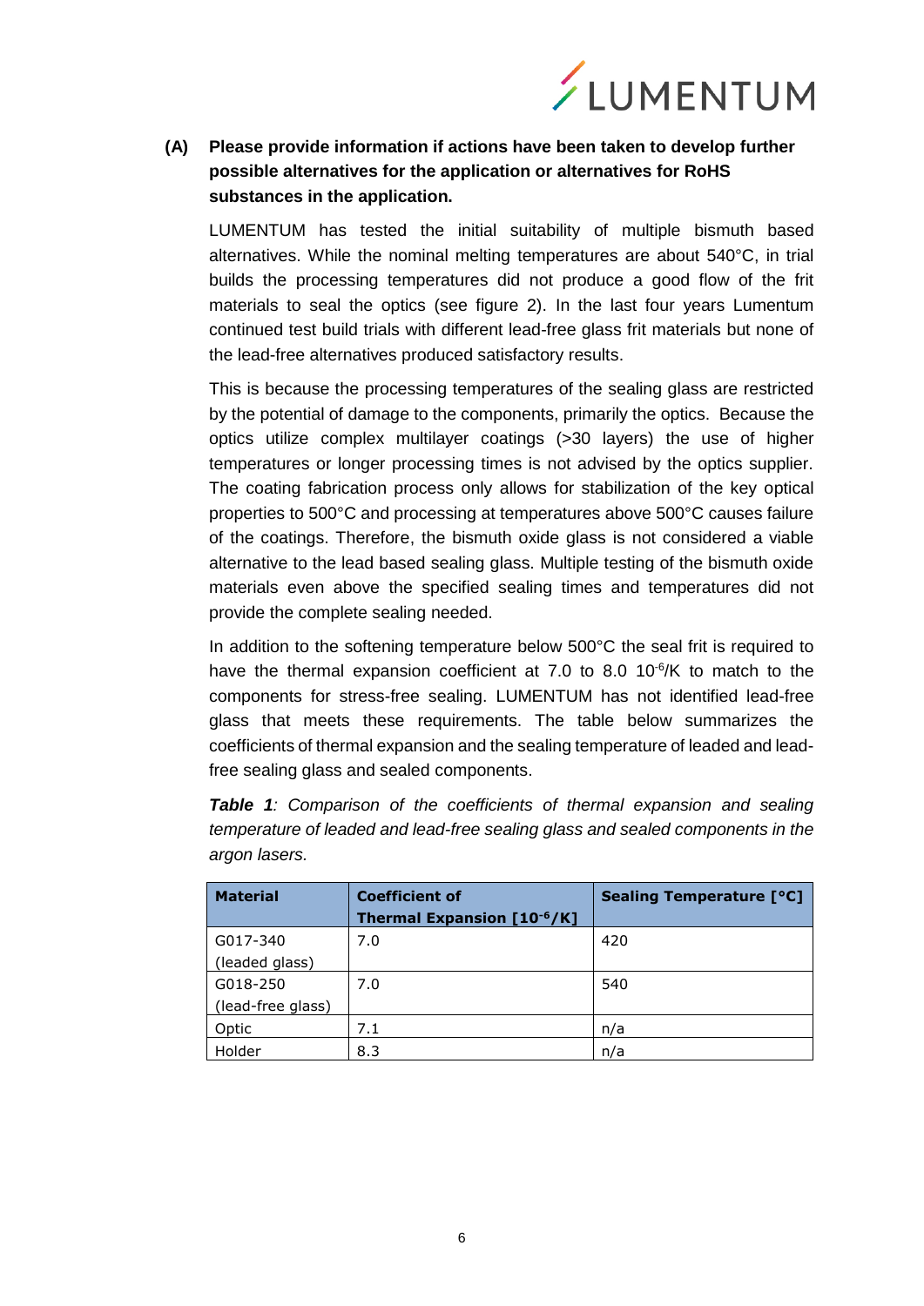**(A) Please provide information if actions have been taken to develop further possible alternatives for the application or alternatives for RoHS substances in the application.**

LUMENTUM has tested the initial suitability of multiple bismuth based alternatives. While the nominal melting temperatures are about 540°C, in trial builds the processing temperatures did not produce a good flow of the frit materials to seal the optics (see figure 2). In the last four years Lumentum continued test build trials with different lead-free glass frit materials but none of the lead-free alternatives produced satisfactory results.

This is because the processing temperatures of the sealing glass are restricted by the potential of damage to the components, primarily the optics. Because the optics utilize complex multilayer coatings (>30 layers) the use of higher temperatures or longer processing times is not advised by the optics supplier. The coating fabrication process only allows for stabilization of the key optical properties to 500°C and processing at temperatures above 500°C causes failure of the coatings. Therefore, the bismuth oxide glass is not considered a viable alternative to the lead based sealing glass. Multiple testing of the bismuth oxide materials even above the specified sealing times and temperatures did not provide the complete sealing needed.

In addition to the softening temperature below 500°C the seal frit is required to have the thermal expansion coefficient at 7.0 to 8.0 $10^{-6}$/K to match to the components for stress-free sealing. LUMENTUM has not identified lead-free glass that meets these requirements. The table below summarizes the coefficients of thermal expansion and the sealing temperature of leaded and lead-free sealing glass and sealed components.

***Table 1**: Comparison of the coefficients of thermal expansion and sealing temperature of leaded and lead-free sealing glass and sealed components in the argon lasers.*

| Material | Coefficient of Thermal Expansion [$10^{-6}$/K] | Sealing Temperature [°C] |
|---|---|---|
| G017-340 (leaded glass) | 7.0 | 420 |
| G018-250 (lead-free glass) | 7.0 | 540 |
| Optic | 7.1 | n/a |
| Holder | 8.3 | n/a |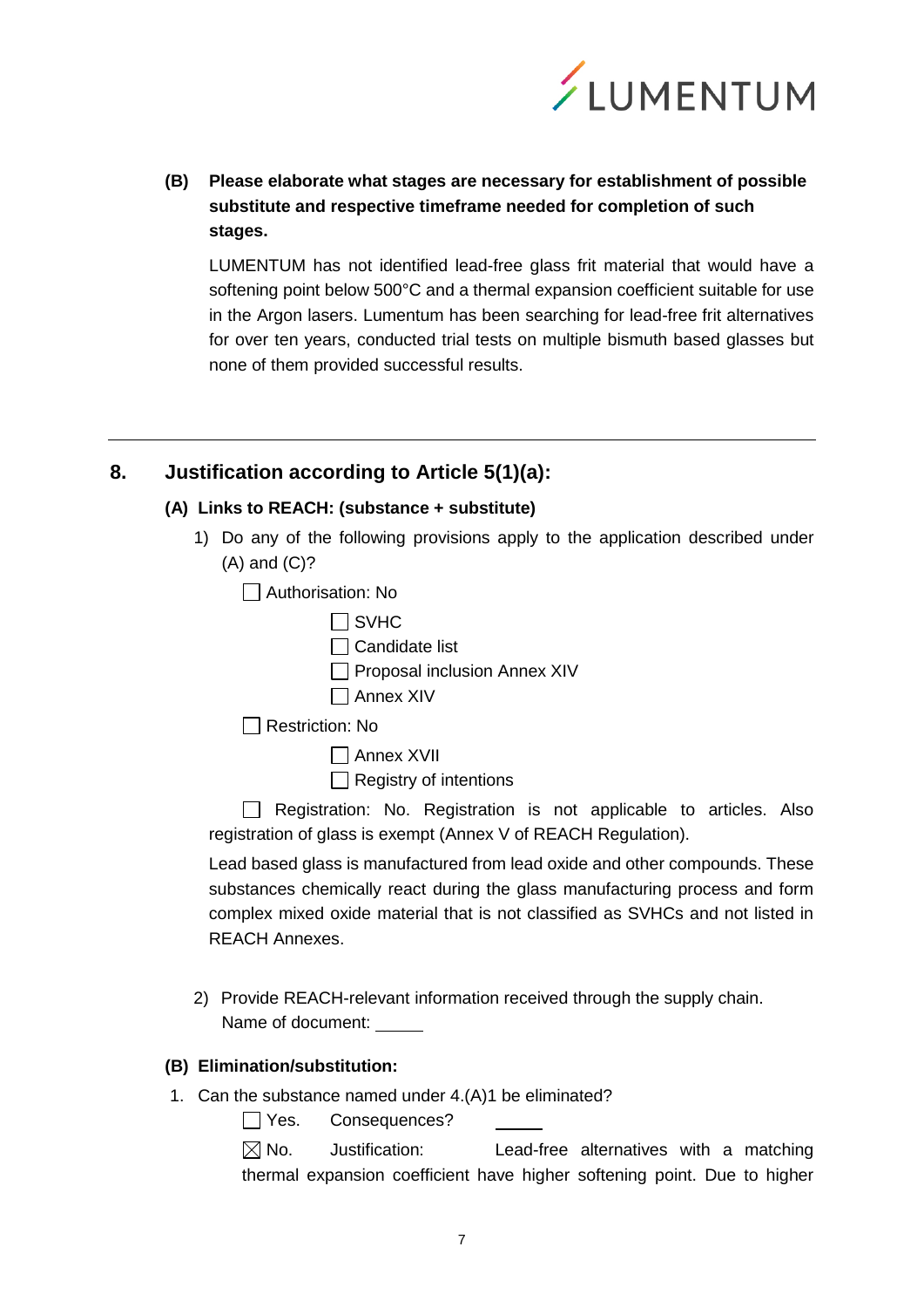**(B) Please elaborate what stages are necessary for establishment of possible substitute and respective timeframe needed for completion of such stages.**

LUMENTUM has not identified lead-free glass frit material that would have a softening point below 500°C and a thermal expansion coefficient suitable for use in the Argon lasers. Lumentum has been searching for lead-free frit alternatives for over ten years, conducted trial tests on multiple bismuth based glasses but none of them provided successful results.

---

## 8. Justification according to Article 5(1)(a):

### (A) Links to REACH: (substance + substitute)

1) Do any of the following provisions apply to the application described under (A) and (C)?

☐ Authorisation: No

☐ SVHC
☐ Candidate list
☐ Proposal inclusion Annex XIV
☐ Annex XIV

☐ Restriction: No

☐ Annex XVII
☐ Registry of intentions

☐ Registration: No. Registration is not applicable to articles. Also registration of glass is exempt (Annex V of REACH Regulation).

Lead based glass is manufactured from lead oxide and other compounds. These substances chemically react during the glass manufacturing process and form complex mixed oxide material that is not classified as SVHCs and not listed in REACH Annexes.

2) Provide REACH-relevant information received through the supply chain.
Name of document: _____

### (B) Elimination/substitution:

1. Can the substance named under 4.(A)1 be eliminated?

☐ Yes. Consequences? _____

☒ No. Justification: Lead-free alternatives with a matching thermal expansion coefficient have higher softening point. Due to higher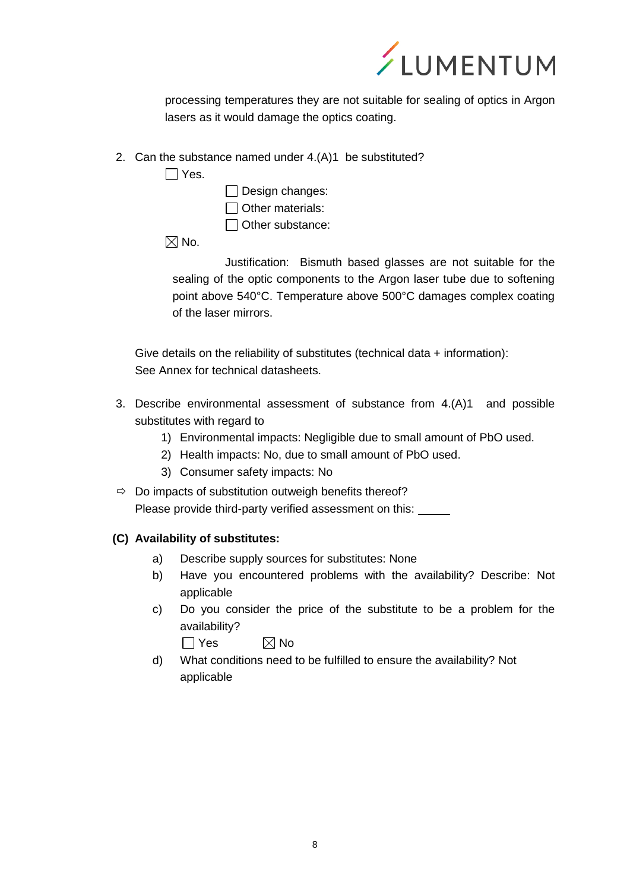processing temperatures they are not suitable for sealing of optics in Argon lasers as it would damage the optics coating.

2. Can the substance named under 4.(A)1 be substituted?

   ☐ Yes.

   - ☐ Design changes:
   - ☐ Other materials:
   - ☐ Other substance:

   ☒ No.

   Justification: Bismuth based glasses are not suitable for the sealing of the optic components to the Argon laser tube due to softening point above 540°C. Temperature above 500°C damages complex coating of the laser mirrors.

   Give details on the reliability of substitutes (technical data + information): See Annex for technical datasheets.

3. Describe environmental assessment of substance from 4.(A)1 and possible substitutes with regard to
   1) Environmental impacts: Negligible due to small amount of PbO used.
   2) Health impacts: No, due to small amount of PbO used.
   3) Consumer safety impacts: No

⇨ Do impacts of substitution outweigh benefits thereof?
Please provide third-party verified assessment on this: _____

**(C) Availability of substitutes:**

a) Describe supply sources for substitutes: None

b) Have you encountered problems with the availability? Describe: Not applicable

c) Do you consider the price of the substitute to be a problem for the availability?

   ☐ Yes ☒ No

d) What conditions need to be fulfilled to ensure the availability? Not applicable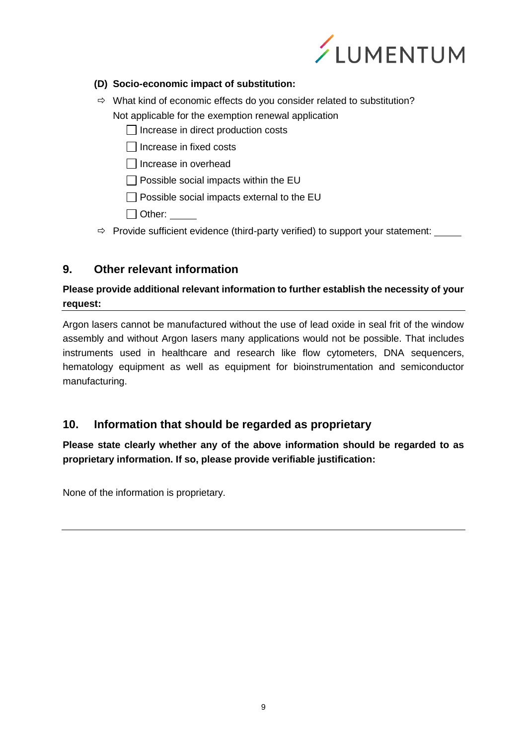**(D) Socio-economic impact of substitution:**

⇨ What kind of economic effects do you consider related to substitution?
Not applicable for the exemption renewal application

- ☐ Increase in direct production costs
- ☐ Increase in fixed costs
- ☐ Increase in overhead
- ☐ Possible social impacts within the EU
- ☐ Possible social impacts external to the EU
- ☐ Other: _____

⇨ Provide sufficient evidence (third-party verified) to support your statement: _____

## 9. Other relevant information

**Please provide additional relevant information to further establish the necessity of your request:**

Argon lasers cannot be manufactured without the use of lead oxide in seal frit of the window assembly and without Argon lasers many applications would not be possible. That includes instruments used in healthcare and research like flow cytometers, DNA sequencers, hematology equipment as well as equipment for bioinstrumentation and semiconductor manufacturing.

## 10. Information that should be regarded as proprietary

**Please state clearly whether any of the above information should be regarded to as proprietary information. If so, please provide verifiable justification:**

None of the information is proprietary.